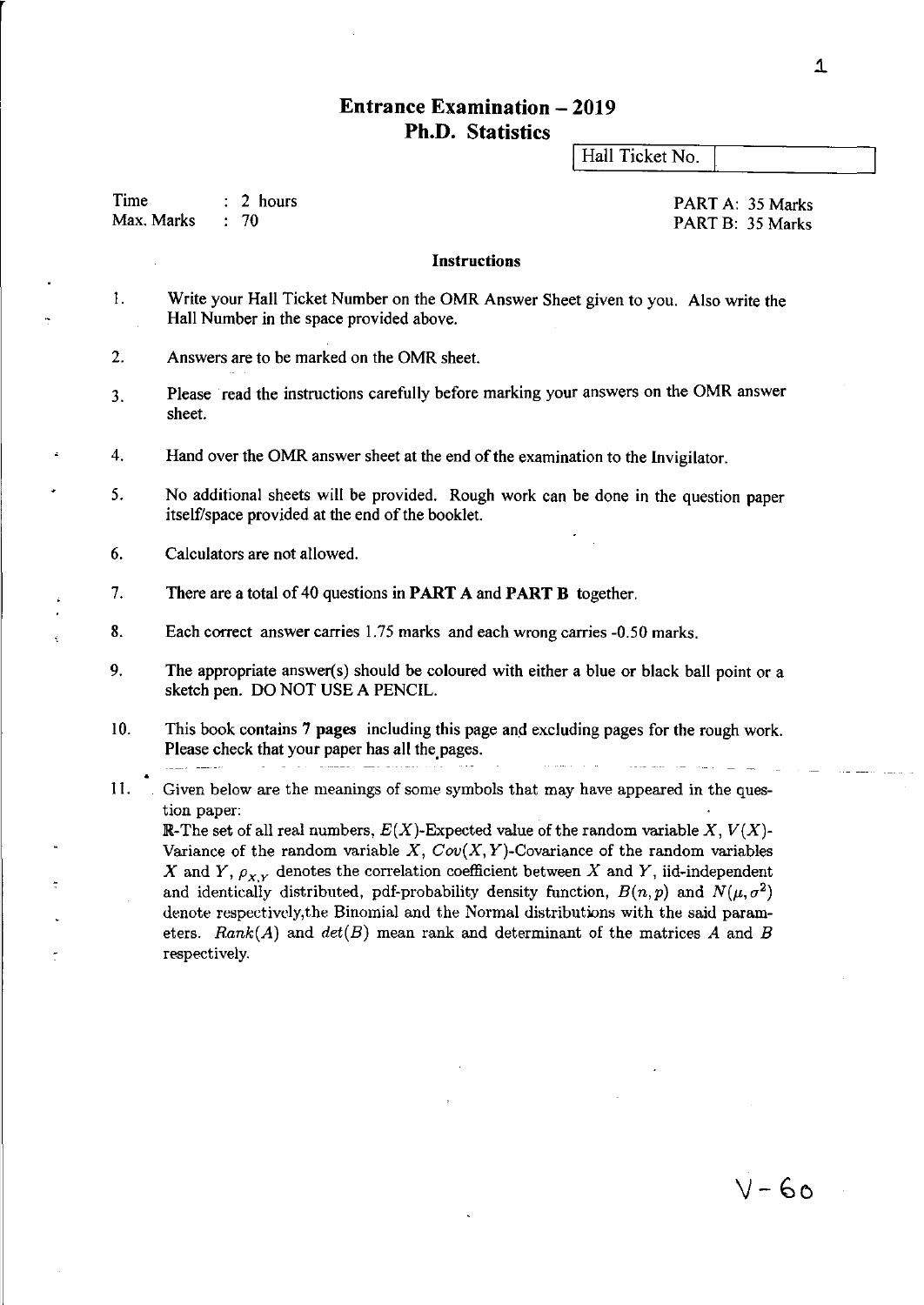# Entrance Examination – 2019
## Ph.D. Statistics

Hall Ticket No. 

Time : 2 hours
Max. Marks : 70

PART A: 35 Marks
PART B: 35 Marks

**Instructions**

1. Write your Hall Ticket Number on the OMR Answer Sheet given to you. Also write the Hall Number in the space provided above.
2. Answers are to be marked on the OMR sheet.
3. Please read the instructions carefully before marking your answers on the OMR answer sheet.
4. Hand over the OMR answer sheet at the end of the examination to the Invigilator.
5. No additional sheets will be provided. Rough work can be done in the question paper itself/space provided at the end of the booklet.
6. Calculators are not allowed.
7. There are a total of 40 questions in **PART A** and **PART B** together.
8. Each correct answer carries 1.75 marks and each wrong carries -0.50 marks.
9. The appropriate answer(s) should be coloured with either a blue or black ball point or a sketch pen. DO NOT USE A PENCIL.
10. This book contains **7 pages** including this page and excluding pages for the rough work. Please check that your paper has all the pages.
11. Given below are the meanings of some symbols that may have appeared in the question paper:
$\mathbb{R}$-The set of all real numbers, $E(X)$-Expected value of the random variable $X$, $V(X)$-Variance of the random variable $X$, $Cov(X,Y)$-Covariance of the random variables $X$ and $Y$, $\rho_{X,Y}$ denotes the correlation coefficient between $X$ and $Y$, iid-independent and identically distributed, pdf-probability density function, $B(n,p)$ and $N(\mu,\sigma^2)$ denote respectively,the Binomial and the Normal distributions with the said parameters. $Rank(A)$ and $det(B)$ mean rank and determinant of the matrices $A$ and $B$ respectively.

V-60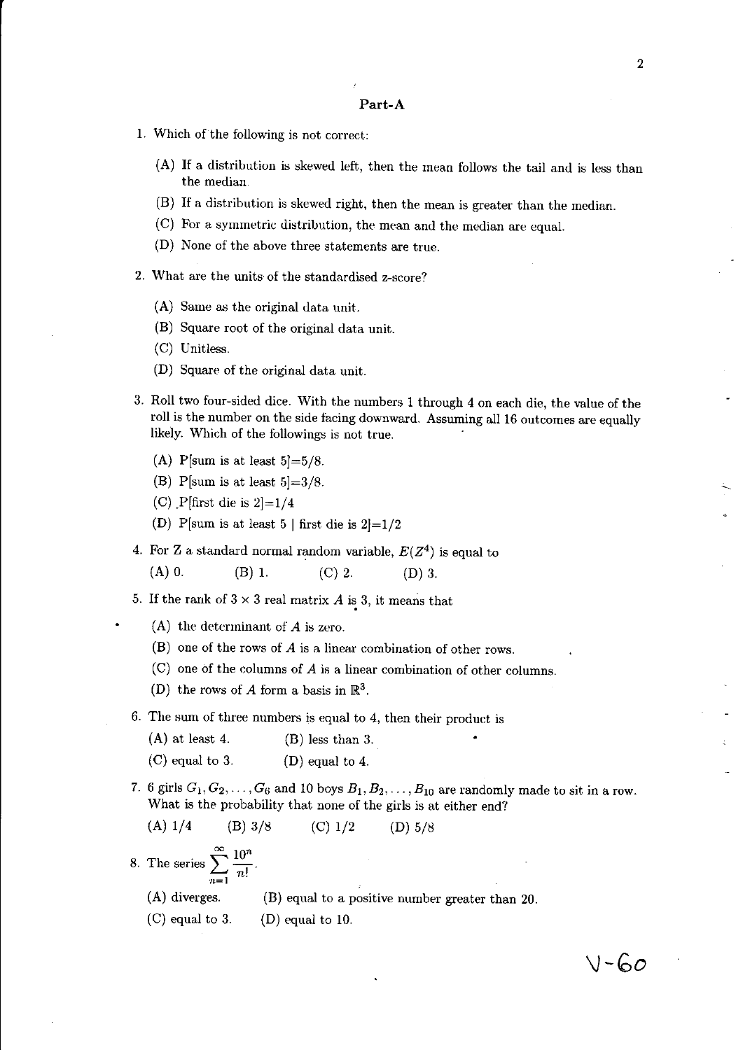## Part-A

1. Which of the following is not correct:

   (A) If a distribution is skewed left, then the mean follows the tail and is less than the median.

   (B) If a distribution is skewed right, then the mean is greater than the median.

   (C) For a symmetric distribution, the mean and the median are equal.

   (D) None of the above three statements are true.

2. What are the units of the standardised z-score?

   (A) Same as the original data unit.

   (B) Square root of the original data unit.

   (C) Unitless.

   (D) Square of the original data unit.

3. Roll two four-sided dice. With the numbers 1 through 4 on each die, the value of the roll is the number on the side facing downward. Assuming all 16 outcomes are equally likely. Which of the followings is not true.

   (A) P[sum is at least 5]=5/8.

   (B) P[sum is at least 5]=3/8.

   (C) P[first die is 2]=1/4

   (D) P[sum is at least 5 | first die is 2]=1/2

4. For Z a standard normal random variable, $E(Z^4)$ is equal to

   (A) 0. (B) 1. (C) 2. (D) 3.

5. If the rank of $3 \times 3$ real matrix $A$ is 3, it means that

   (A) the determinant of $A$ is zero.

   (B) one of the rows of $A$ is a linear combination of other rows.

   (C) one of the columns of $A$ is a linear combination of other columns.

   (D) the rows of $A$ form a basis in $\mathbb{R}^3$.

6. The sum of three numbers is equal to 4, then their product is

   (A) at least 4. (B) less than 3.

   (C) equal to 3. (D) equal to 4.

7. 6 girls $G_1, G_2, \ldots, G_6$ and 10 boys $B_1, B_2, \ldots, B_{10}$ are randomly made to sit in a row. What is the probability that none of the girls is at either end?

   (A) 1/4 (B) 3/8 (C) 1/2 (D) 5/8

8. The series $\sum_{n=1}^{\infty} \frac{10^n}{n!}$.

   (A) diverges. (B) equal to a positive number greater than 20.

   (C) equal to 3. (D) equal to 10.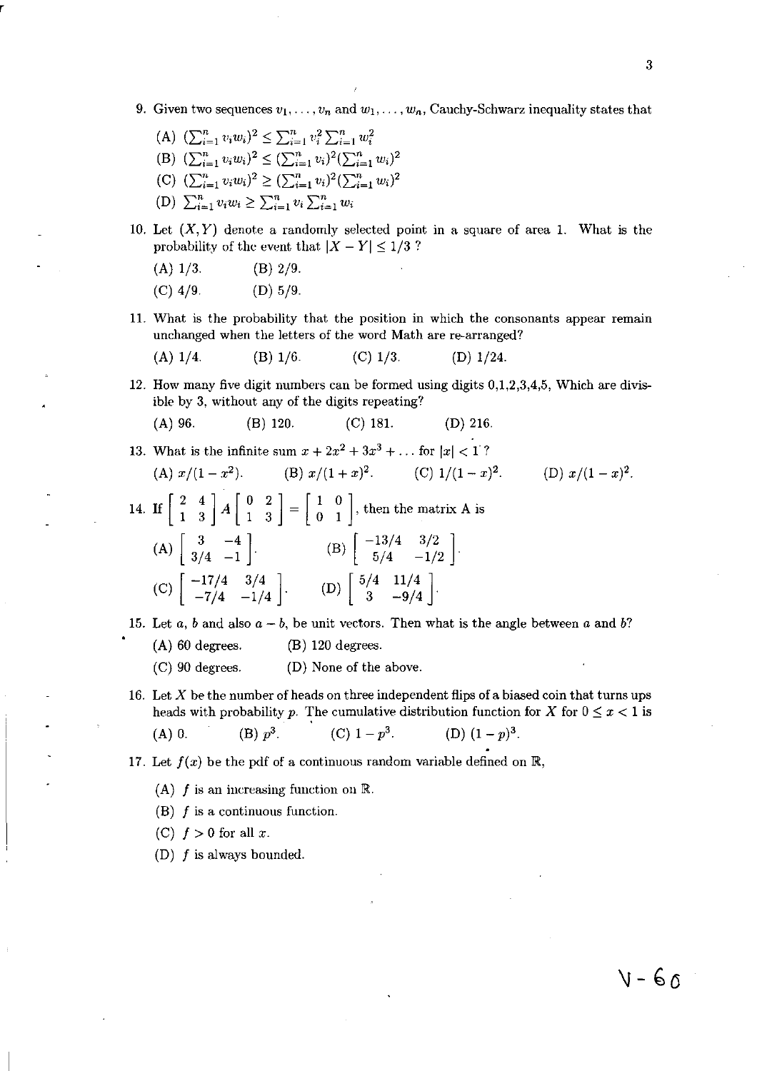9. Given two sequences $v_1, \ldots, v_n$ and $w_1, \ldots, w_n$, Cauchy-Schwarz inequality states that

   (A) $(\sum_{i=1}^n v_i w_i)^2 \leq \sum_{i=1}^n v_i^2 \sum_{i=1}^n w_i^2$

   (B) $(\sum_{i=1}^n v_i w_i)^2 \leq (\sum_{i=1}^n v_i)^2 (\sum_{i=1}^n w_i)^2$

   (C) $(\sum_{i=1}^n v_i w_i)^2 \geq (\sum_{i=1}^n v_i)^2 (\sum_{i=1}^n w_i)^2$

   (D) $\sum_{i=1}^n v_i w_i \geq \sum_{i=1}^n v_i \sum_{i=1}^n w_i$

10. Let $(X, Y)$ denote a randomly selected point in a square of area 1. What is the probability of the event that $|X - Y| \leq 1/3$ ?

    (A) 1/3. (B) 2/9.

    (C) 4/9. (D) 5/9.

11. What is the probability that the position in which the consonants appear remain unchanged when the letters of the word Math are re-arranged?

    (A) 1/4. (B) 1/6. (C) 1/3. (D) 1/24.

12. How many five digit numbers can be formed using digits 0,1,2,3,4,5, Which are divisible by 3, without any of the digits repeating?

    (A) 96. (B) 120. (C) 181. (D) 216.

13. What is the infinite sum $x + 2x^2 + 3x^3 + \ldots$ for $|x| < 1$ ?

    (A) $x/(1 - x^2)$. (B) $x/(1 + x)^2$. (C) $1/(1 - x)^2$. (D) $x/(1 - x)^2$.

14. If $\begin{bmatrix} 2 & 4 \\ 1 & 3 \end{bmatrix} A \begin{bmatrix} 0 & 2 \\ 1 & 3 \end{bmatrix} = \begin{bmatrix} 1 & 0 \\ 0 & 1 \end{bmatrix}$, then the matrix A is

    (A) $\begin{bmatrix} 3 & -4 \\ 3/4 & -1 \end{bmatrix}$. (B) $\begin{bmatrix} -13/4 & 3/2 \\ 5/4 & -1/2 \end{bmatrix}$.

    (C) $\begin{bmatrix} -17/4 & 3/4 \\ -7/4 & -1/4 \end{bmatrix}$. (D) $\begin{bmatrix} 5/4 & 11/4 \\ 3 & -9/4 \end{bmatrix}$.

15. Let $a$, $b$ and also $a - b$, be unit vectors. Then what is the angle between $a$ and $b$?

    (A) 60 degrees. (B) 120 degrees.

    (C) 90 degrees. (D) None of the above.

16. Let $X$ be the number of heads on three independent flips of a biased coin that turns ups heads with probability $p$. The cumulative distribution function for $X$ for $0 \leq x < 1$ is

    (A) 0. (B) $p^3$. (C) $1 - p^3$. (D) $(1 - p)^3$.

17. Let $f(x)$ be the pdf of a continuous random variable defined on $\mathbb{R}$,

    (A) $f$ is an increasing function on $\mathbb{R}$.

    (B) $f$ is a continuous function.

    (C) $f > 0$ for all $x$.

    (D) $f$ is always bounded.

V-60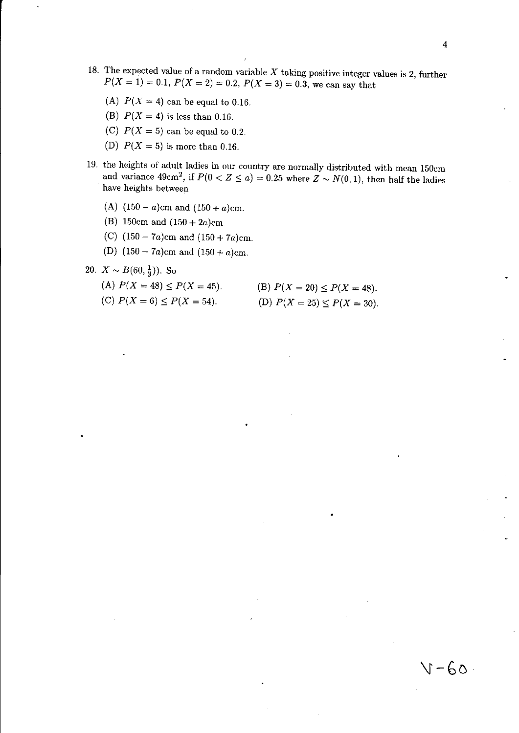18. The expected value of a random variable $X$ taking positive integer values is 2, further $P(X = 1) = 0.1$, $P(X = 2) = 0.2$, $P(X = 3) = 0.3$, we can say that

    (A) $P(X = 4)$ can be equal to 0.16.

    (B) $P(X = 4)$ is less than 0.16.

    (C) $P(X = 5)$ can be equal to 0.2.

    (D) $P(X = 5)$ is more than 0.16.

19. the heights of adult ladies in our country are normally distributed with mean 150cm and variance $49\text{cm}^2$, if $P(0 < Z \leq a) = 0.25$ where $Z \sim N(0, 1)$, then half the ladies have heights between

    (A) $(150 - a)$cm and $(150 + a)$cm.

    (B) 150cm and $(150 + 2a)$cm.

    (C) $(150 - 7a)$cm and $(150 + 7a)$cm.

    (D) $(150 - 7a)$cm and $(150 + a)$cm.

20. $X \sim B(60, \frac{1}{3}))$. So

    (A) $P(X = 48) \leq P(X = 45)$.

    (B) $P(X = 20) \leq P(X = 48)$.

    (C) $P(X = 6) \leq P(X = 54)$.

    (D) $P(X = 25) \leq P(X = 30)$.

V-60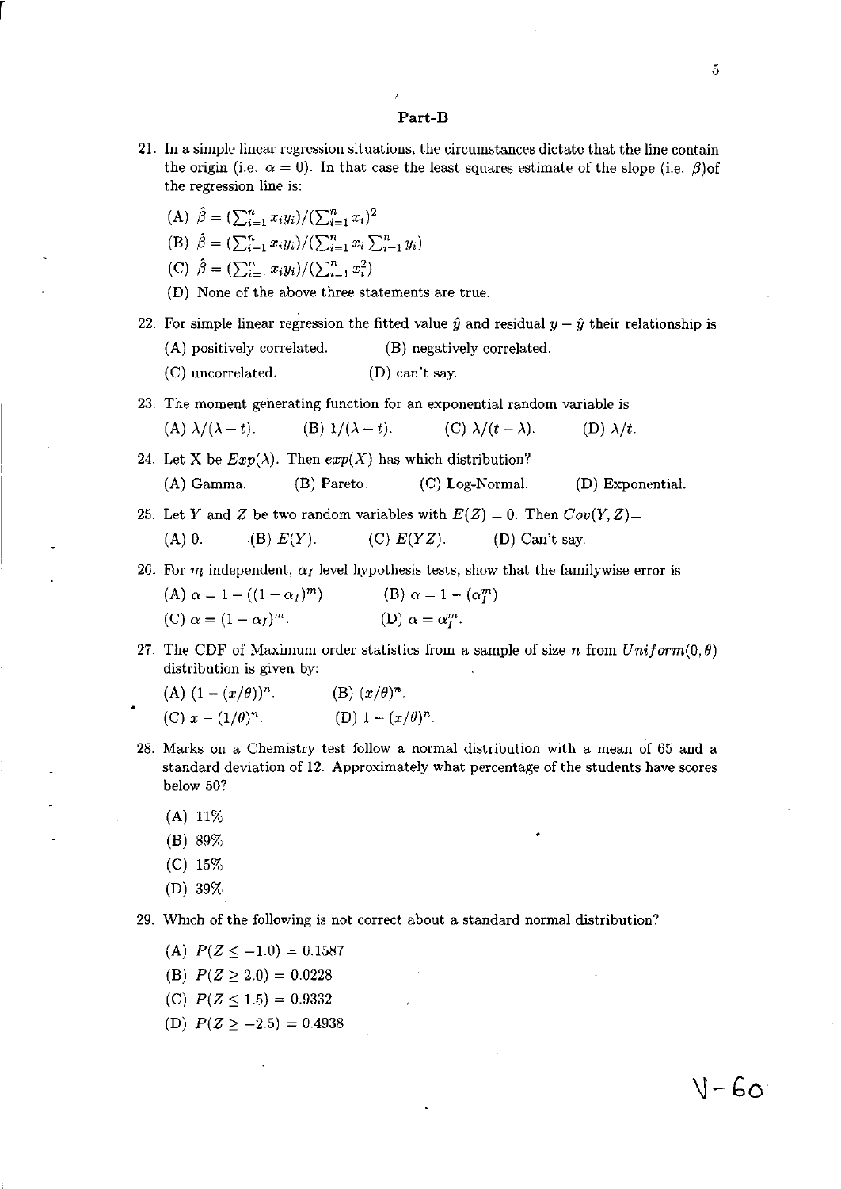## Part-B

21. In a simple linear regression situations, the circumstances dictate that the line contain the origin (i.e. $\alpha = 0$). In that case the least squares estimate of the slope (i.e. $\beta$)of the regression line is:

    (A) $\hat{\beta} = (\sum_{i=1}^{n} x_i y_i)/(\sum_{i=1}^{n} x_i)^2$

    (B) $\hat{\beta} = (\sum_{i=1}^{n} x_i y_i)/(\sum_{i=1}^{n} x_i \sum_{i=1}^{n} y_i)$

    (C) $\hat{\beta} = (\sum_{i=1}^{n} x_i y_i)/(\sum_{i=1}^{n} x_i^2)$

    (D) None of the above three statements are true.

22. For simple linear regression the fitted value $\hat{y}$ and residual $y - \hat{y}$ their relationship is

    (A) positively correlated. (B) negatively correlated.

    (C) uncorrelated. (D) can't say.

23. The moment generating function for an exponential random variable is

    (A) $\lambda/(\lambda - t)$. (B) $1/(\lambda - t)$. (C) $\lambda/(t - \lambda)$. (D) $\lambda/t$.

24. Let X be $Exp(\lambda)$. Then $exp(X)$ has which distribution?

    (A) Gamma. (B) Pareto. (C) Log-Normal. (D) Exponential.

25. Let $Y$ and $Z$ be two random variables with $E(Z) = 0$. Then $Cov(Y, Z)$=

    (A) 0. (B) $E(Y)$. (C) $E(YZ)$. (D) Can't say.

26. For $m$ independent, $\alpha_I$ level hypothesis tests, show that the familywise error is

    (A) $\alpha = 1 - ((1 - \alpha_I)^m)$. (B) $\alpha = 1 - (\alpha_I^m)$.

    (C) $\alpha = (1 - \alpha_I)^m$. (D) $\alpha = \alpha_I^m$.

27. The CDF of Maximum order statistics from a sample of size $n$ from $Uniform(0, \theta)$ distribution is given by:

    (A) $(1 - (x/\theta))^n$. (B) $(x/\theta)^n$.

    (C) $x - (1/\theta)^n$. (D) $1 - (x/\theta)^n$.

28. Marks on a Chemistry test follow a normal distribution with a mean of 65 and a standard deviation of 12. Approximately what percentage of the students have scores below 50?

    (A) 11%

    (B) 89%

    (C) 15%

    (D) 39%

29. Which of the following is not correct about a standard normal distribution?

    (A) $P(Z \leq -1.0) = 0.1587$

    (B) $P(Z \geq 2.0) = 0.0228$

    (C) $P(Z \leq 1.5) = 0.9332$

    (D) $P(Z \geq -2.5) = 0.4938$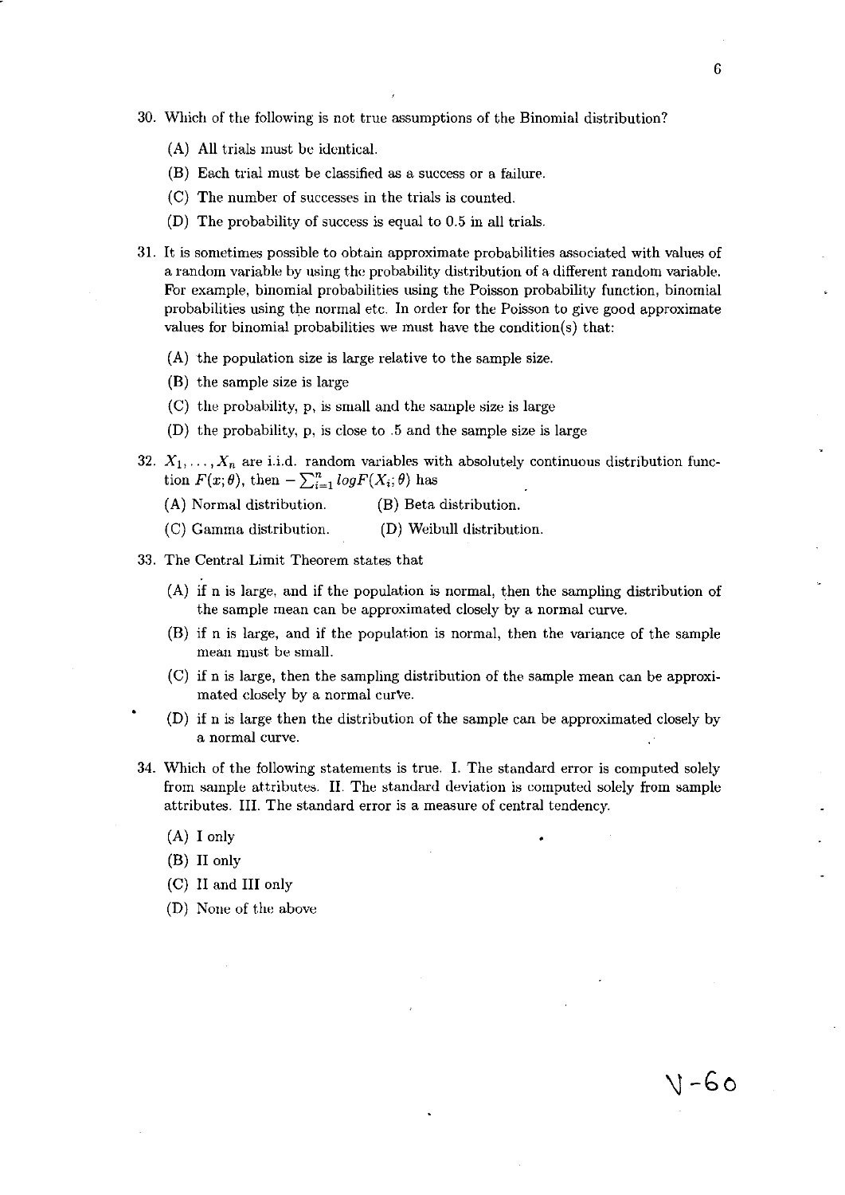30. Which of the following is not true assumptions of the Binomial distribution?

    (A) All trials must be identical.

    (B) Each trial must be classified as a success or a failure.

    (C) The number of successes in the trials is counted.

    (D) The probability of success is equal to 0.5 in all trials.

31. It is sometimes possible to obtain approximate probabilities associated with values of a random variable by using the probability distribution of a different random variable. For example, binomial probabilities using the Poisson probability function, binomial probabilities using the normal etc. In order for the Poisson to give good approximate values for binomial probabilities we must have the condition(s) that:

    (A) the population size is large relative to the sample size.

    (B) the sample size is large

    (C) the probability, p, is small and the sample size is large

    (D) the probability, p, is close to .5 and the sample size is large

32. $X_1, \ldots, X_n$ are i.i.d. random variables with absolutely continuous distribution function $F(x;\theta)$, then $-\sum_{i=1}^{n} logF(X_i;\theta)$ has

    (A) Normal distribution. (B) Beta distribution.

    (C) Gamma distribution. (D) Weibull distribution.

33. The Central Limit Theorem states that

    (A) if n is large, and if the population is normal, then the sampling distribution of the sample mean can be approximated closely by a normal curve.

    (B) if n is large, and if the population is normal, then the variance of the sample mean must be small.

    (C) if n is large, then the sampling distribution of the sample mean can be approximated closely by a normal curve.

    (D) if n is large then the distribution of the sample can be approximated closely by a normal curve.

34. Which of the following statements is true. I. The standard error is computed solely from sample attributes. II. The standard deviation is computed solely from sample attributes. III. The standard error is a measure of central tendency.

    (A) I only

    (B) II only

    (C) II and III only

    (D) None of the above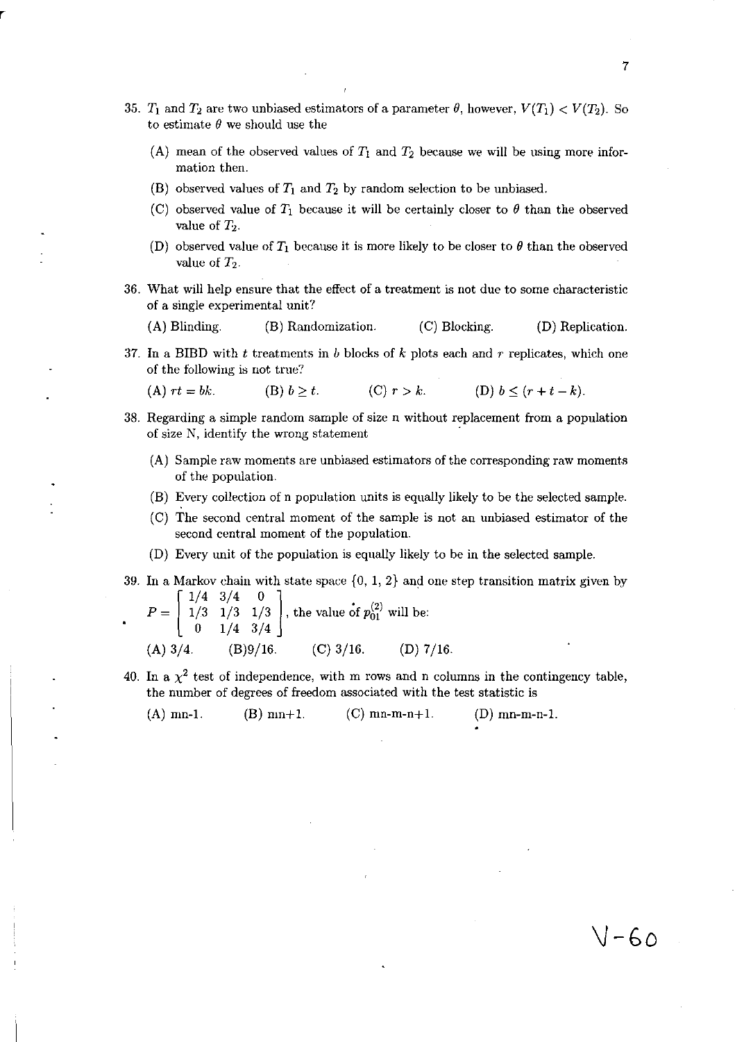35. $T_1$ and $T_2$ are two unbiased estimators of a parameter $\theta$, however, $V(T_1) < V(T_2)$. So to estimate $\theta$ we should use the

    (A) mean of the observed values of $T_1$ and $T_2$ because we will be using more information then.

    (B) observed values of $T_1$ and $T_2$ by random selection to be unbiased.

    (C) observed value of $T_1$ because it will be certainly closer to $\theta$ than the observed value of $T_2$.

    (D) observed value of $T_1$ because it is more likely to be closer to $\theta$ than the observed value of $T_2$.

36. What will help ensure that the effect of a treatment is not due to some characteristic of a single experimental unit?

    (A) Blinding. (B) Randomization. (C) Blocking. (D) Replication.

37. In a BIBD with $t$ treatments in $b$ blocks of $k$ plots each and $r$ replicates, which one of the following is not true?

    (A) $rt = bk$. (B) $b \geq t$. (C) $r > k$. (D) $b \leq (r + t - k)$.

38. Regarding a simple random sample of size n without replacement from a population of size N, identify the wrong statement

    (A) Sample raw moments are unbiased estimators of the corresponding raw moments of the population.

    (B) Every collection of n population units is equally likely to be the selected sample.

    (C) The second central moment of the sample is not an unbiased estimator of the second central moment of the population.

    (D) Every unit of the population is equally likely to be in the selected sample.

39. In a Markov chain with state space {0, 1, 2} and one step transition matrix given by $P = \begin{bmatrix} 1/4 & 3/4 & 0 \\ 1/3 & 1/3 & 1/3 \\ 0 & 1/4 & 3/4 \end{bmatrix}$, the value of $p_{01}^{(2)}$ will be:

    (A) 3/4. (B) 9/16. (C) 3/16. (D) 7/16.

40. In a $\chi^2$ test of independence, with m rows and n columns in the contingency table, the number of degrees of freedom associated with the test statistic is

    (A) mn-1. (B) mn+1. (C) mn-m-n+1. (D) mn-m-n-1.

V-60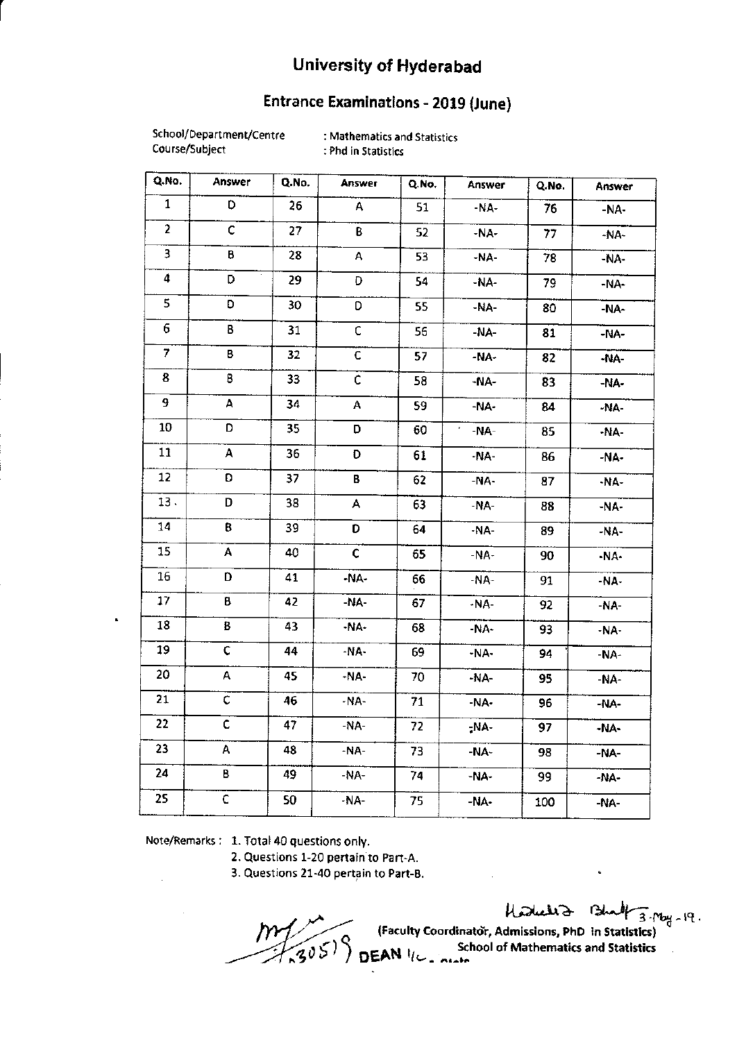# University of Hyderabad

## Entrance Examinations - 2019 (June)

School/Department/Centre : Mathematics and Statistics
Course/Subject : Phd in Statistics

| Q.No. | Answer | Q.No. | Answer | Q.No. | Answer | Q.No. | Answer |
|---|---|---|---|---|---|---|---|
| 1 | D | 26 | A | 51 | -NA- | 76 | -NA- |
| 2 | C | 27 | B | 52 | -NA- | 77 | -NA- |
| 3 | B | 28 | A | 53 | -NA- | 78 | -NA- |
| 4 | D | 29 | D | 54 | -NA- | 79 | -NA- |
| 5 | D | 30 | D | 55 | -NA- | 80 | -NA- |
| 6 | B | 31 | C | 56 | -NA- | 81 | -NA- |
| 7 | B | 32 | C | 57 | -NA- | 82 | -NA- |
| 8 | B | 33 | C | 58 | -NA- | 83 | -NA- |
| 9 | A | 34 | A | 59 | -NA- | 84 | -NA- |
| 10 | D | 35 | D | 60 | -NA- | 85 | -NA- |
| 11 | A | 36 | D | 61 | -NA- | 86 | -NA- |
| 12 | D | 37 | B | 62 | -NA- | 87 | -NA- |
| 13. | D | 38 | A | 63 | -NA- | 88 | -NA- |
| 14 | B | 39 | D | 64 | -NA- | 89 | -NA- |
| 15 | A | 40 | C | 65 | -NA- | 90 | -NA- |
| 16 | D | 41 | -NA- | 66 | -NA- | 91 | -NA- |
| 17 | B | 42 | -NA- | 67 | -NA- | 92 | -NA- |
| 18 | B | 43 | -NA- | 68 | -NA- | 93 | -NA- |
| 19 | C | 44 | -NA- | 69 | -NA- | 94 | -NA- |
| 20 | A | 45 | -NA- | 70 | -NA- | 95 | -NA- |
| 21 | C | 46 | -NA- | 71 | -NA- | 96 | -NA- |
| 22 | C | 47 | -NA- | 72 | -NA- | 97 | -NA- |
| 23 | A | 48 | -NA- | 73 | -NA- | 98 | -NA- |
| 24 | B | 49 | -NA- | 74 | -NA- | 99 | -NA- |
| 25 | C | 50 | -NA- | 75 | -NA- | 100 | -NA- |

Note/Remarks :
1. Total 40 questions only.
2. Questions 1-20 pertain to Part-A.
3. Questions 21-40 pertain to Part-B.

3-May-19.

(Faculty Coordinator, Admissions, PhD in Statistics)
School of Mathematics and Statistics

30519 DEAN I/c